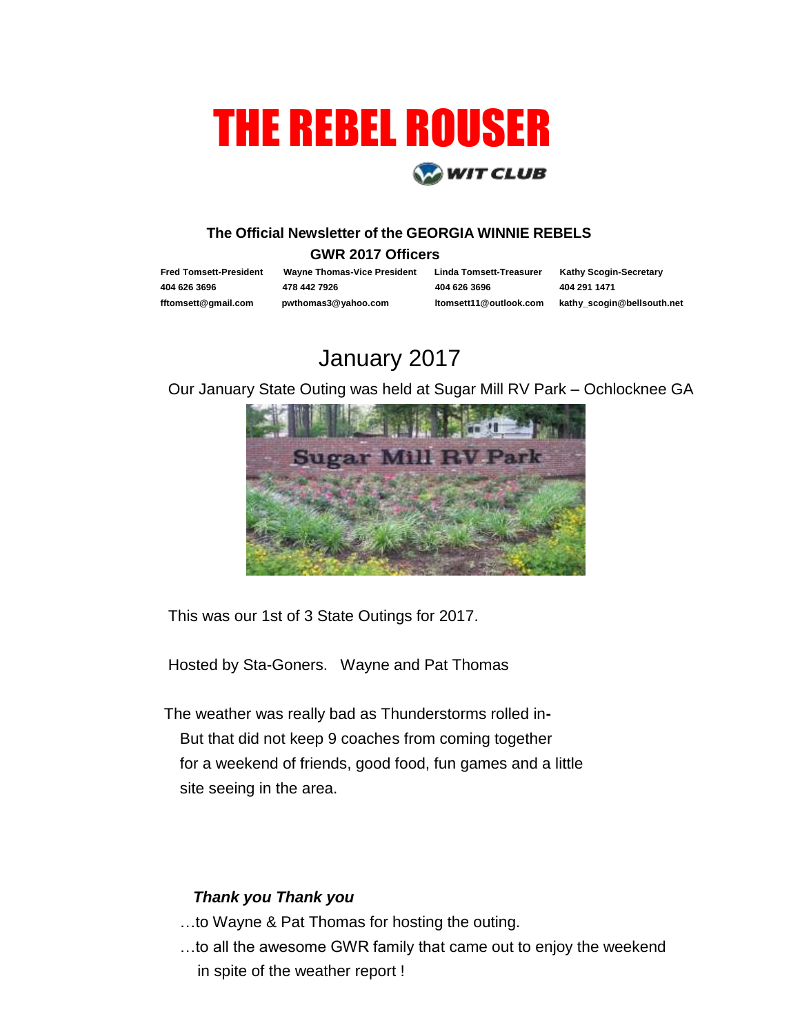# THE REBEL ROUSER

WIT CLUB

**The Official Newsletter of the GEORGIA WINNIE REBELS**

**GWR 2017 Officers**

| Fred Tomsett-President | Wayne Thomas-Vice President | Linda Tomsett-Treasurer | Kathy Scogin-Secretary |
| --- | --- | --- | --- |
| 404 626 3696 | 478 442 7926 | 404 626 3696 | 404 291 1471 |
| fftomsett@gmail.com | pwthomas3@yahoo.com | ltomsett11@outlook.com | kathy_scogin@bellsouth.net |

## January 2017

Our January State Outing was held at Sugar Mill RV Park – Ochlocknee GA

This was our 1st of 3 State Outings for 2017.

Hosted by Sta-Goners. Wayne and Pat Thomas

The weather was really bad as Thunderstorms rolled in- But that did not keep 9 coaches from coming together for a weekend of friends, good food, fun games and a little site seeing in the area.

***Thank you Thank you***

…to Wayne & Pat Thomas for hosting the outing.

…to all the awesome GWR family that came out to enjoy the weekend in spite of the weather report !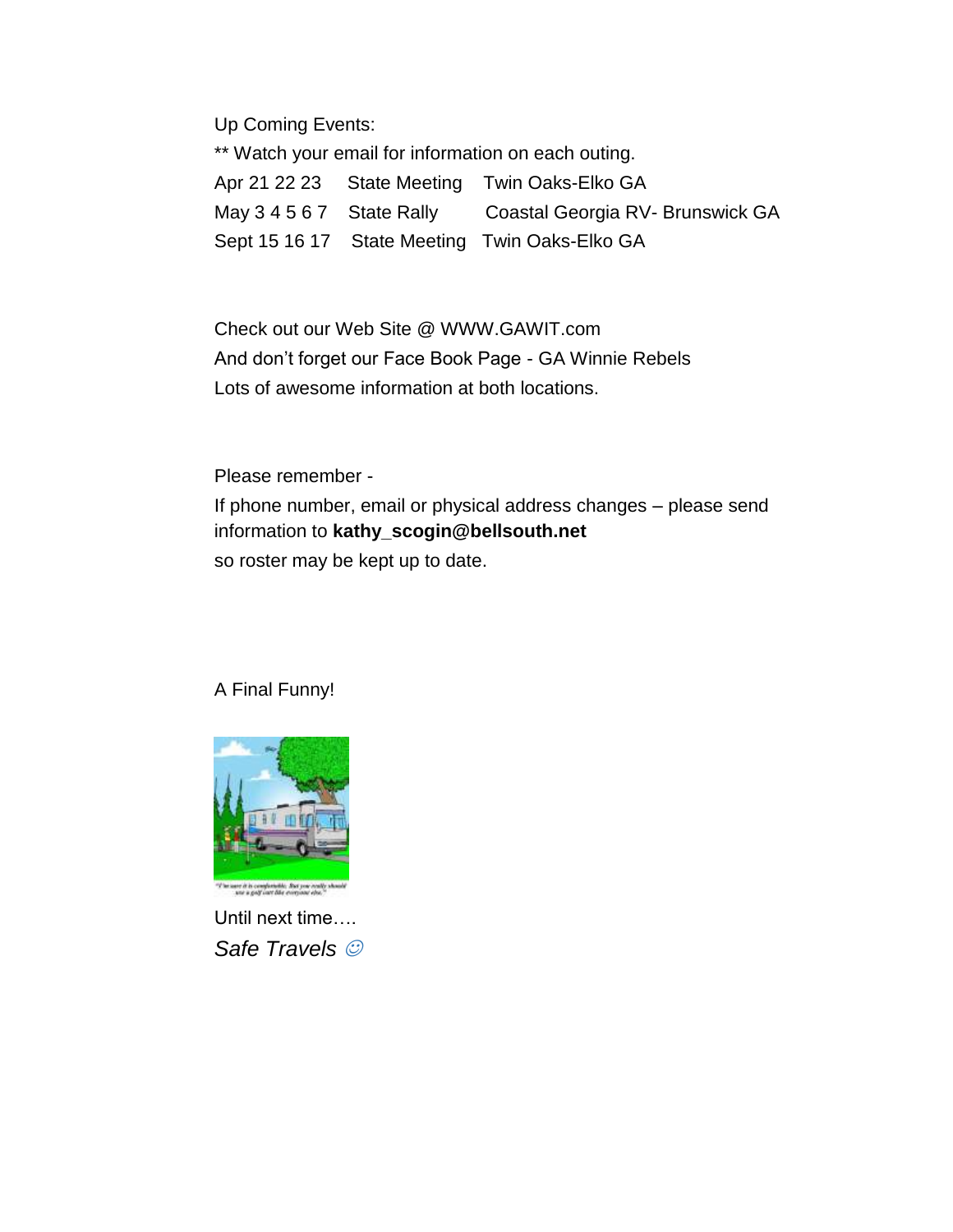Up Coming Events:

** Watch your email for information on each outing.

| | | |
|---|---|---|
| Apr 21 22 23 | State Meeting | Twin Oaks-Elko GA |
| May 3 4 5 6 7 | State Rally | Coastal Georgia RV- Brunswick GA |
| Sept 15 16 17 | State Meeting | Twin Oaks-Elko GA |

Check out our Web Site @ WWW.GAWIT.com

And don't forget our Face Book Page - GA Winnie Rebels

Lots of awesome information at both locations.

Please remember -

If phone number, email or physical address changes – please send information to **kathy_scogin@bellsouth.net**

so roster may be kept up to date.

A Final Funny!

"I'm sure it is comfortable. But you really should use a golf cart like everyone else."

Until next time….

*Safe Travels* ☺